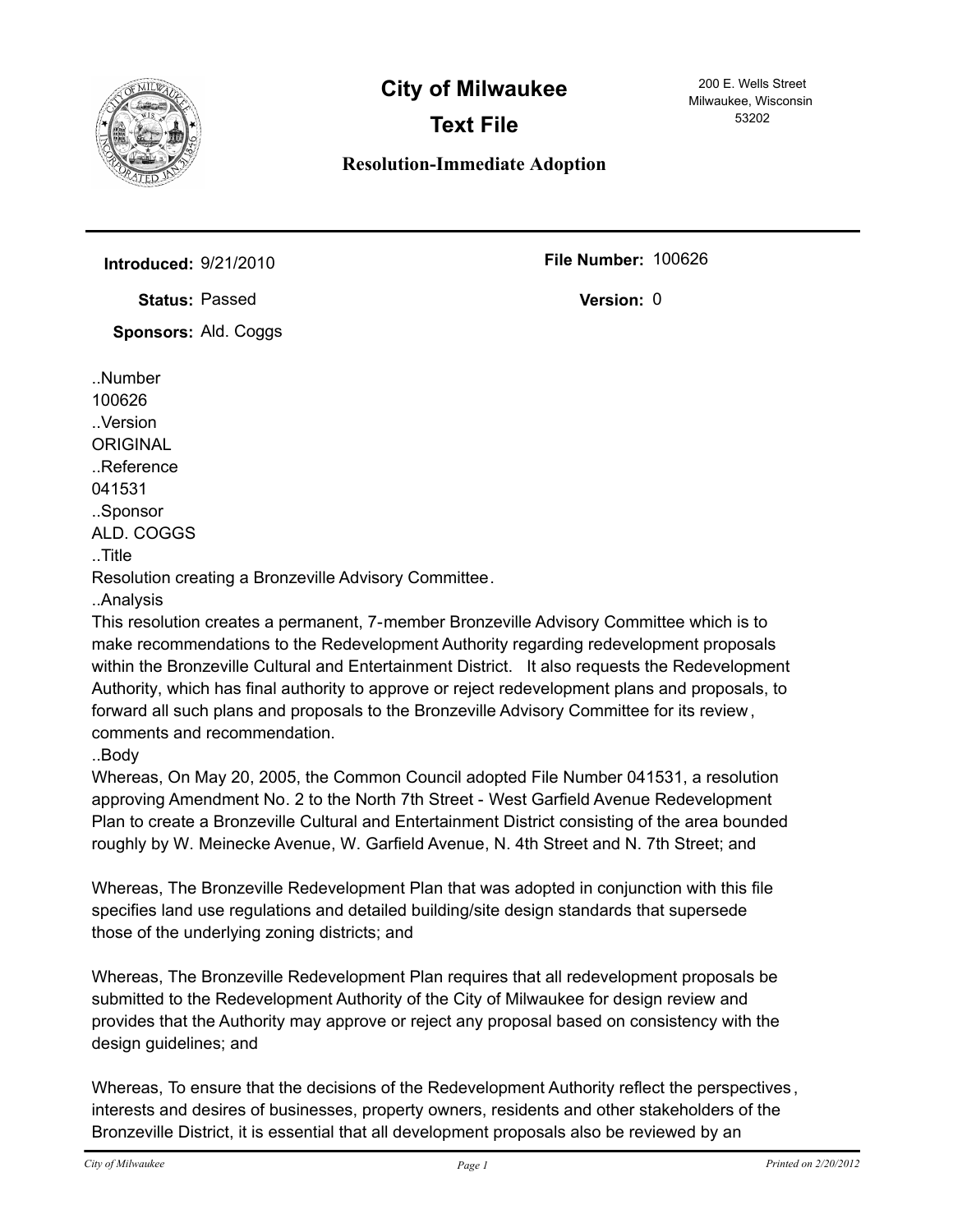# City of Milwaukee

## Text File

### Resolution-Immediate Adoption

200 E. Wells Street
Milwaukee, Wisconsin
53202

**Introduced:** 9/21/2010

**Status:** Passed

**Sponsors:** Ald. Coggs

**File Number:** 100626

**Version:** 0

..Number
100626
..Version
ORIGINAL
..Reference
041531
..Sponsor
ALD. COGGS
..Title
Resolution creating a Bronzeville Advisory Committee.
..Analysis
This resolution creates a permanent, 7-member Bronzeville Advisory Committee which is to make recommendations to the Redevelopment Authority regarding redevelopment proposals within the Bronzeville Cultural and Entertainment District. It also requests the Redevelopment Authority, which has final authority to approve or reject redevelopment plans and proposals, to forward all such plans and proposals to the Bronzeville Advisory Committee for its review, comments and recommendation.
..Body
Whereas, On May 20, 2005, the Common Council adopted File Number 041531, a resolution approving Amendment No. 2 to the North 7th Street - West Garfield Avenue Redevelopment Plan to create a Bronzeville Cultural and Entertainment District consisting of the area bounded roughly by W. Meinecke Avenue, W. Garfield Avenue, N. 4th Street and N. 7th Street; and

Whereas, The Bronzeville Redevelopment Plan that was adopted in conjunction with this file specifies land use regulations and detailed building/site design standards that supersede those of the underlying zoning districts; and

Whereas, The Bronzeville Redevelopment Plan requires that all redevelopment proposals be submitted to the Redevelopment Authority of the City of Milwaukee for design review and provides that the Authority may approve or reject any proposal based on consistency with the design guidelines; and

Whereas, To ensure that the decisions of the Redevelopment Authority reflect the perspectives, interests and desires of businesses, property owners, residents and other stakeholders of the Bronzeville District, it is essential that all development proposals also be reviewed by an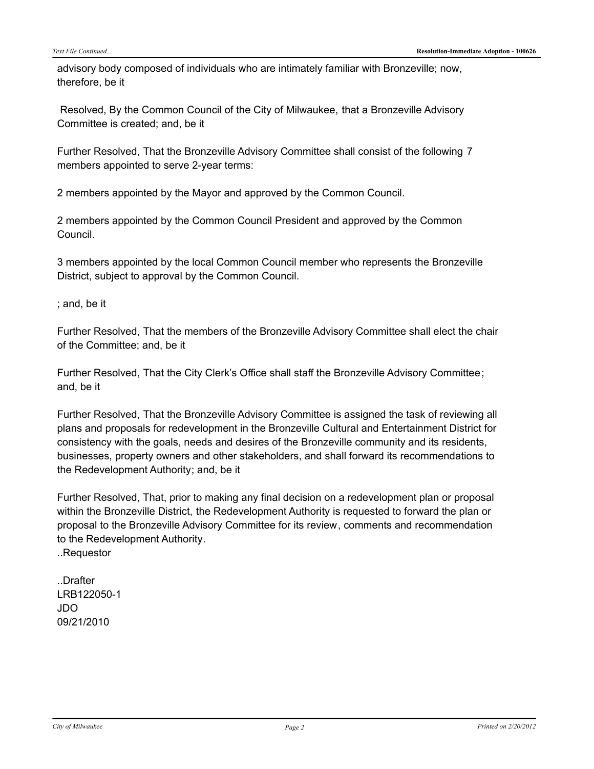advisory body composed of individuals who are intimately familiar with Bronzeville; now, therefore, be it

Resolved, By the Common Council of the City of Milwaukee, that a Bronzeville Advisory Committee is created; and, be it

Further Resolved, That the Bronzeville Advisory Committee shall consist of the following 7 members appointed to serve 2-year terms:

2 members appointed by the Mayor and approved by the Common Council.

2 members appointed by the Common Council President and approved by the Common Council.

3 members appointed by the local Common Council member who represents the Bronzeville District, subject to approval by the Common Council.

; and, be it

Further Resolved, That the members of the Bronzeville Advisory Committee shall elect the chair of the Committee; and, be it

Further Resolved, That the City Clerk's Office shall staff the Bronzeville Advisory Committee; and, be it

Further Resolved, That the Bronzeville Advisory Committee is assigned the task of reviewing all plans and proposals for redevelopment in the Bronzeville Cultural and Entertainment District for consistency with the goals, needs and desires of the Bronzeville community and its residents, businesses, property owners and other stakeholders, and shall forward its recommendations to the Redevelopment Authority; and, be it

Further Resolved, That, prior to making any final decision on a redevelopment plan or proposal within the Bronzeville District, the Redevelopment Authority is requested to forward the plan or proposal to the Bronzeville Advisory Committee for its review, comments and recommendation to the Redevelopment Authority.

..Requestor

..Drafter
LRB122050-1
JDO
09/21/2010